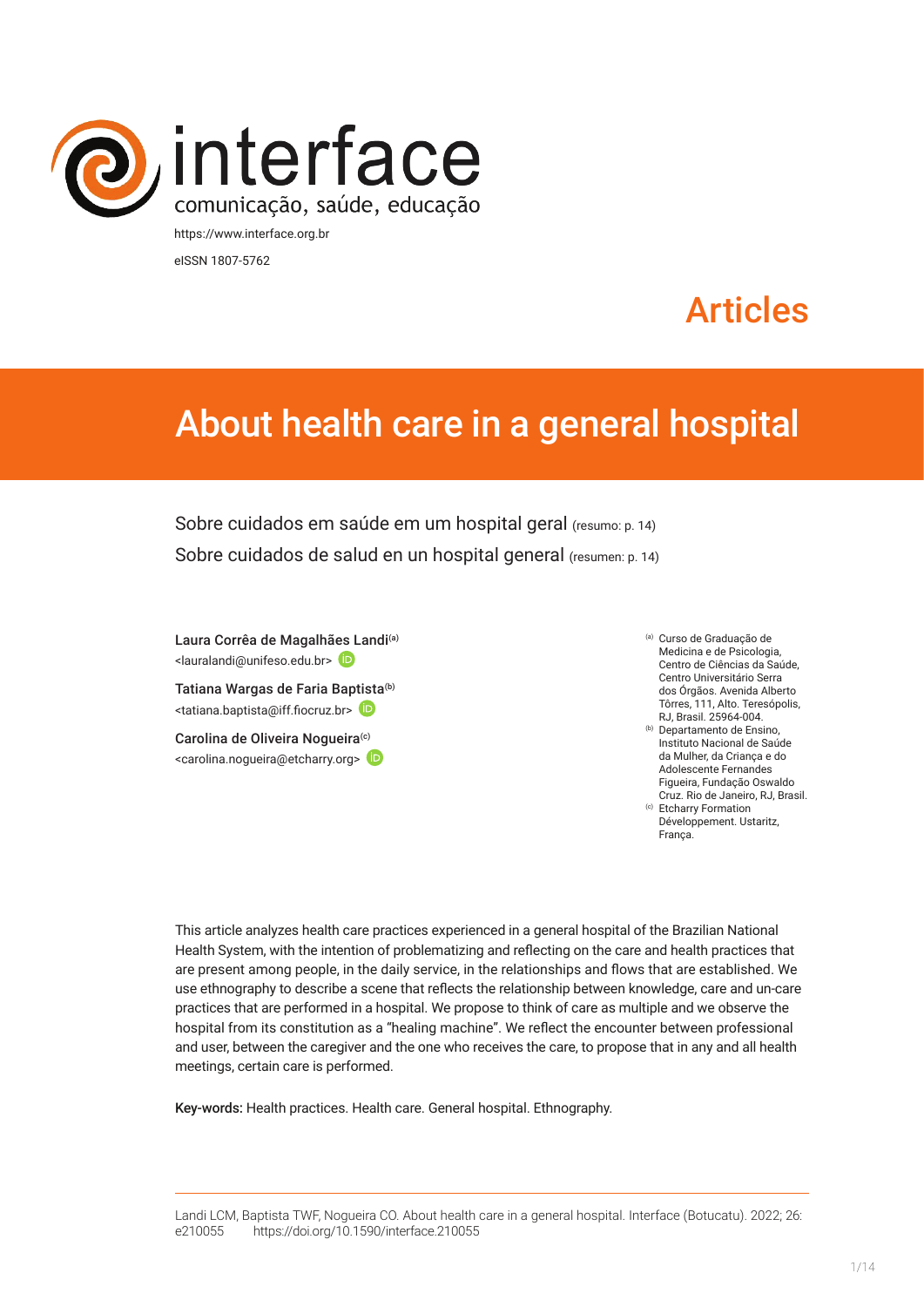interface
comunicação, saúde, educação

https://www.interface.org.br

eISSN 1807-5762

Articles

# About health care in a general hospital

Sobre cuidados em saúde em um hospital geral (resumo: p. 14)

Sobre cuidados de salud en un hospital general (resumen: p. 14)

Laura Corrêa de Magalhães Landi[a]
<lauralandi@unifeso.edu.br>

Tatiana Wargas de Faria Baptista[b]
<tatiana.baptista@iff.fiocruz.br>

Carolina de Oliveira Nogueira[c]
<carolina.nogueira@etcharry.org>

[a] Curso de Graduação de Medicina e de Psicologia, Centro de Ciências da Saúde, Centro Universitário Serra dos Órgãos. Avenida Alberto Tôrres, 111, Alto. Teresópolis, RJ, Brasil. 25964-004.

[b] Departamento de Ensino, Instituto Nacional de Saúde da Mulher, da Criança e do Adolescente Fernandes Figueira, Fundação Oswaldo Cruz. Rio de Janeiro, RJ, Brasil.

[c] Etcharry Formation Développement. Ustaritz, França.

This article analyzes health care practices experienced in a general hospital of the Brazilian National Health System, with the intention of problematizing and reflecting on the care and health practices that are present among people, in the daily service, in the relationships and flows that are established. We use ethnography to describe a scene that reflects the relationship between knowledge, care and un-care practices that are performed in a hospital. We propose to think of care as multiple and we observe the hospital from its constitution as a "healing machine". We reflect the encounter between professional and user, between the caregiver and the one who receives the care, to propose that in any and all health meetings, certain care is performed.

**Key-words:** Health practices. Health care. General hospital. Ethnography.

Landi LCM, Baptista TWF, Nogueira CO. About health care in a general hospital. Interface (Botucatu). 2022; 26: e210055 https://doi.org/10.1590/interface.210055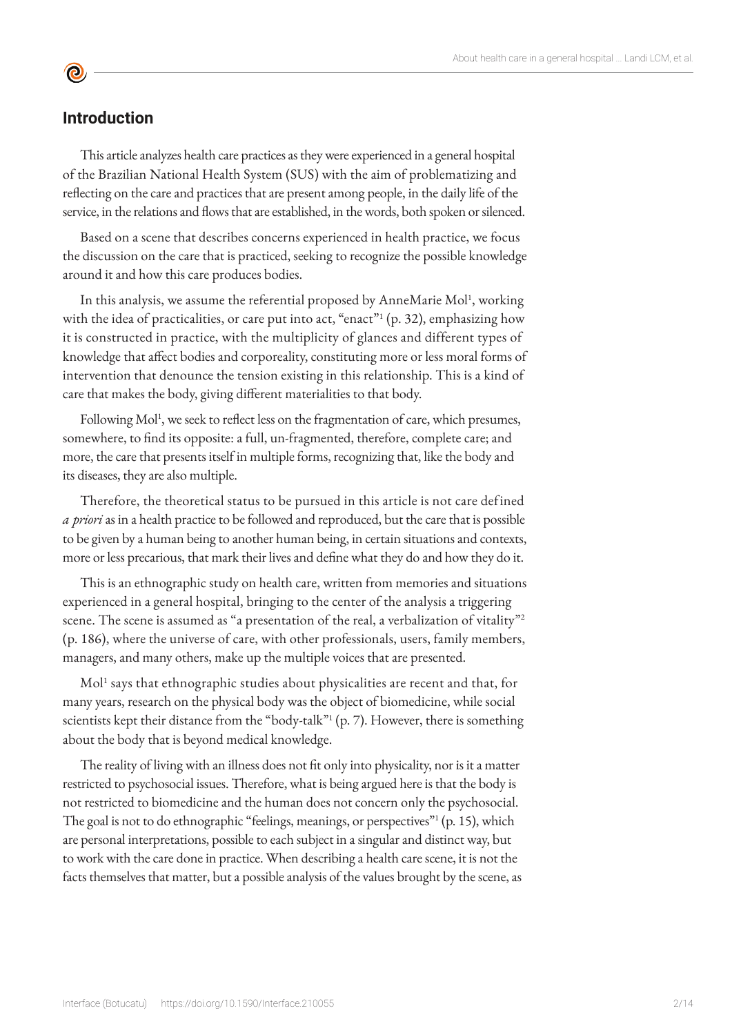## Introduction

This article analyzes health care practices as they were experienced in a general hospital of the Brazilian National Health System (SUS) with the aim of problematizing and reflecting on the care and practices that are present among people, in the daily life of the service, in the relations and flows that are established, in the words, both spoken or silenced.

Based on a scene that describes concerns experienced in health practice, we focus the discussion on the care that is practiced, seeking to recognize the possible knowledge around it and how this care produces bodies.

In this analysis, we assume the referential proposed by AnneMarie Mol[1], working with the idea of practicalities, or care put into act, "enact"[1] (p. 32), emphasizing how it is constructed in practice, with the multiplicity of glances and different types of knowledge that affect bodies and corporeality, constituting more or less moral forms of intervention that denounce the tension existing in this relationship. This is a kind of care that makes the body, giving different materialities to that body.

Following Mol[1], we seek to reflect less on the fragmentation of care, which presumes, somewhere, to find its opposite: a full, un-fragmented, therefore, complete care; and more, the care that presents itself in multiple forms, recognizing that, like the body and its diseases, they are also multiple.

Therefore, the theoretical status to be pursued in this article is not care defined *a priori* as in a health practice to be followed and reproduced, but the care that is possible to be given by a human being to another human being, in certain situations and contexts, more or less precarious, that mark their lives and define what they do and how they do it.

This is an ethnographic study on health care, written from memories and situations experienced in a general hospital, bringing to the center of the analysis a triggering scene. The scene is assumed as "a presentation of the real, a verbalization of vitality"[2] (p. 186), where the universe of care, with other professionals, users, family members, managers, and many others, make up the multiple voices that are presented.

Mol[1] says that ethnographic studies about physicalities are recent and that, for many years, research on the physical body was the object of biomedicine, while social scientists kept their distance from the "body-talk"[1] (p. 7). However, there is something about the body that is beyond medical knowledge.

The reality of living with an illness does not fit only into physicality, nor is it a matter restricted to psychosocial issues. Therefore, what is being argued here is that the body is not restricted to biomedicine and the human does not concern only the psychosocial. The goal is not to do ethnographic "feelings, meanings, or perspectives"[1] (p. 15), which are personal interpretations, possible to each subject in a singular and distinct way, but to work with the care done in practice. When describing a health care scene, it is not the facts themselves that matter, but a possible analysis of the values brought by the scene, as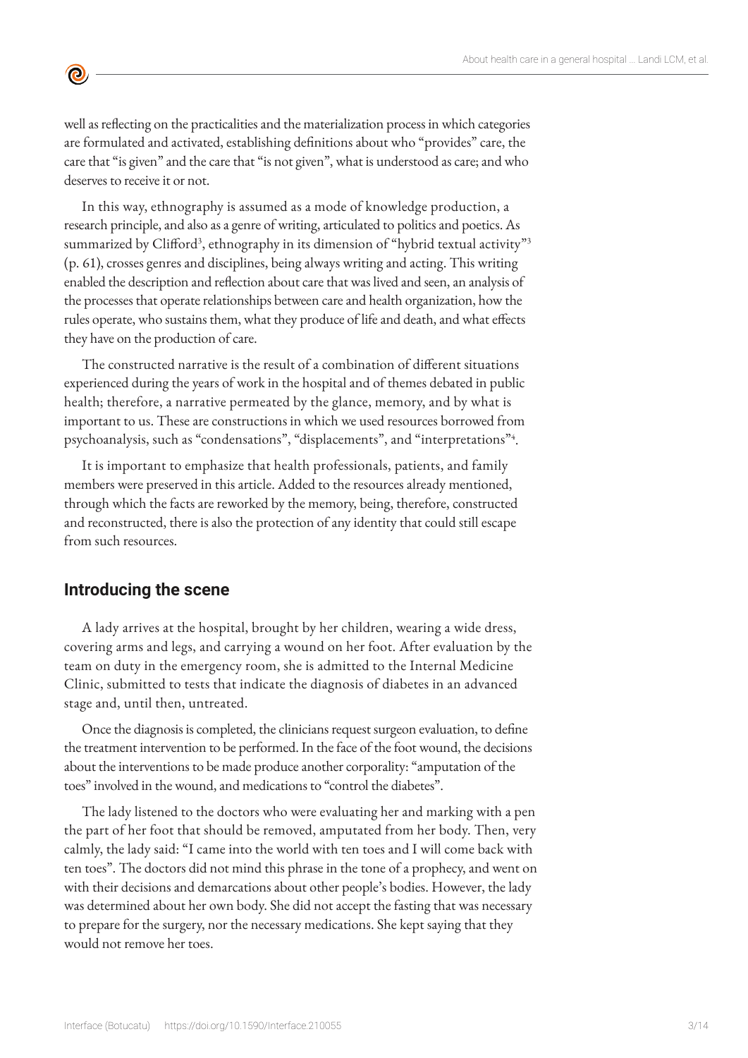well as reflecting on the practicalities and the materialization process in which categories are formulated and activated, establishing definitions about who "provides" care, the care that "is given" and the care that "is not given", what is understood as care; and who deserves to receive it or not.

In this way, ethnography is assumed as a mode of knowledge production, a research principle, and also as a genre of writing, articulated to politics and poetics. As summarized by Clifford[3], ethnography in its dimension of "hybrid textual activity"[3] (p. 61), crosses genres and disciplines, being always writing and acting. This writing enabled the description and reflection about care that was lived and seen, an analysis of the processes that operate relationships between care and health organization, how the rules operate, who sustains them, what they produce of life and death, and what effects they have on the production of care.

The constructed narrative is the result of a combination of different situations experienced during the years of work in the hospital and of themes debated in public health; therefore, a narrative permeated by the glance, memory, and by what is important to us. These are constructions in which we used resources borrowed from psychoanalysis, such as "condensations", "displacements", and "interpretations"[4].

It is important to emphasize that health professionals, patients, and family members were preserved in this article. Added to the resources already mentioned, through which the facts are reworked by the memory, being, therefore, constructed and reconstructed, there is also the protection of any identity that could still escape from such resources.

## Introducing the scene

A lady arrives at the hospital, brought by her children, wearing a wide dress, covering arms and legs, and carrying a wound on her foot. After evaluation by the team on duty in the emergency room, she is admitted to the Internal Medicine Clinic, submitted to tests that indicate the diagnosis of diabetes in an advanced stage and, until then, untreated.

Once the diagnosis is completed, the clinicians request surgeon evaluation, to define the treatment intervention to be performed. In the face of the foot wound, the decisions about the interventions to be made produce another corporality: "amputation of the toes" involved in the wound, and medications to "control the diabetes".

The lady listened to the doctors who were evaluating her and marking with a pen the part of her foot that should be removed, amputated from her body. Then, very calmly, the lady said: "I came into the world with ten toes and I will come back with ten toes". The doctors did not mind this phrase in the tone of a prophecy, and went on with their decisions and demarcations about other people's bodies. However, the lady was determined about her own body. She did not accept the fasting that was necessary to prepare for the surgery, nor the necessary medications. She kept saying that they would not remove her toes.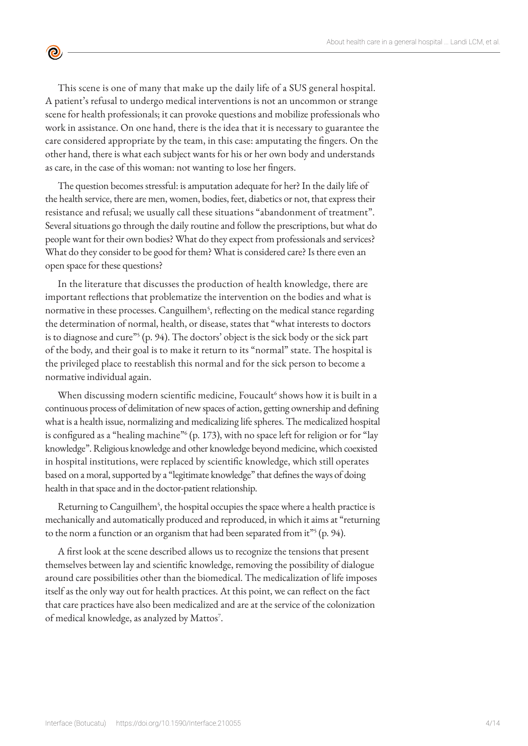This scene is one of many that make up the daily life of a SUS general hospital. A patient's refusal to undergo medical interventions is not an uncommon or strange scene for health professionals; it can provoke questions and mobilize professionals who work in assistance. On one hand, there is the idea that it is necessary to guarantee the care considered appropriate by the team, in this case: amputating the fingers. On the other hand, there is what each subject wants for his or her own body and understands as care, in the case of this woman: not wanting to lose her fingers.

The question becomes stressful: is amputation adequate for her? In the daily life of the health service, there are men, women, bodies, feet, diabetics or not, that express their resistance and refusal; we usually call these situations "abandonment of treatment". Several situations go through the daily routine and follow the prescriptions, but what do people want for their own bodies? What do they expect from professionals and services? What do they consider to be good for them? What is considered care? Is there even an open space for these questions?

In the literature that discusses the production of health knowledge, there are important reflections that problematize the intervention on the bodies and what is normative in these processes. Canguilhem[5], reflecting on the medical stance regarding the determination of normal, health, or disease, states that "what interests to doctors is to diagnose and cure"[5] (p. 94). The doctors' object is the sick body or the sick part of the body, and their goal is to make it return to its "normal" state. The hospital is the privileged place to reestablish this normal and for the sick person to become a normative individual again.

When discussing modern scientific medicine, Foucault[6] shows how it is built in a continuous process of delimitation of new spaces of action, getting ownership and defining what is a health issue, normalizing and medicalizing life spheres. The medicalized hospital is configured as a "healing machine"[6] (p. 173), with no space left for religion or for "lay knowledge". Religious knowledge and other knowledge beyond medicine, which coexisted in hospital institutions, were replaced by scientific knowledge, which still operates based on a moral, supported by a "legitimate knowledge" that defines the ways of doing health in that space and in the doctor-patient relationship.

Returning to Canguilhem[5], the hospital occupies the space where a health practice is mechanically and automatically produced and reproduced, in which it aims at "returning to the norm a function or an organism that had been separated from it"[5] (p. 94).

A first look at the scene described allows us to recognize the tensions that present themselves between lay and scientific knowledge, removing the possibility of dialogue around care possibilities other than the biomedical. The medicalization of life imposes itself as the only way out for health practices. At this point, we can reflect on the fact that care practices have also been medicalized and are at the service of the colonization of medical knowledge, as analyzed by Mattos[7].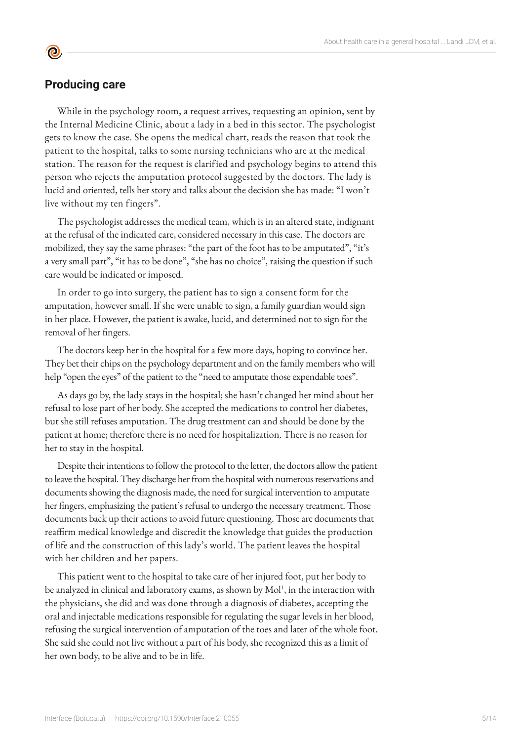## Producing care

While in the psychology room, a request arrives, requesting an opinion, sent by the Internal Medicine Clinic, about a lady in a bed in this sector. The psychologist gets to know the case. She opens the medical chart, reads the reason that took the patient to the hospital, talks to some nursing technicians who are at the medical station. The reason for the request is clarified and psychology begins to attend this person who rejects the amputation protocol suggested by the doctors. The lady is lucid and oriented, tells her story and talks about the decision she has made: "I won't live without my ten fingers".

The psychologist addresses the medical team, which is in an altered state, indignant at the refusal of the indicated care, considered necessary in this case. The doctors are mobilized, they say the same phrases: "the part of the foot has to be amputated", "it's a very small part", "it has to be done", "she has no choice", raising the question if such care would be indicated or imposed.

In order to go into surgery, the patient has to sign a consent form for the amputation, however small. If she were unable to sign, a family guardian would sign in her place. However, the patient is awake, lucid, and determined not to sign for the removal of her fingers.

The doctors keep her in the hospital for a few more days, hoping to convince her. They bet their chips on the psychology department and on the family members who will help "open the eyes" of the patient to the "need to amputate those expendable toes".

As days go by, the lady stays in the hospital; she hasn't changed her mind about her refusal to lose part of her body. She accepted the medications to control her diabetes, but she still refuses amputation. The drug treatment can and should be done by the patient at home; therefore there is no need for hospitalization. There is no reason for her to stay in the hospital.

Despite their intentions to follow the protocol to the letter, the doctors allow the patient to leave the hospital. They discharge her from the hospital with numerous reservations and documents showing the diagnosis made, the need for surgical intervention to amputate her fingers, emphasizing the patient's refusal to undergo the necessary treatment. Those documents back up their actions to avoid future questioning. Those are documents that reaffirm medical knowledge and discredit the knowledge that guides the production of life and the construction of this lady's world. The patient leaves the hospital with her children and her papers.

This patient went to the hospital to take care of her injured foot, put her body to be analyzed in clinical and laboratory exams, as shown by Mol[1], in the interaction with the physicians, she did and was done through a diagnosis of diabetes, accepting the oral and injectable medications responsible for regulating the sugar levels in her blood, refusing the surgical intervention of amputation of the toes and later of the whole foot. She said she could not live without a part of his body, she recognized this as a limit of her own body, to be alive and to be in life.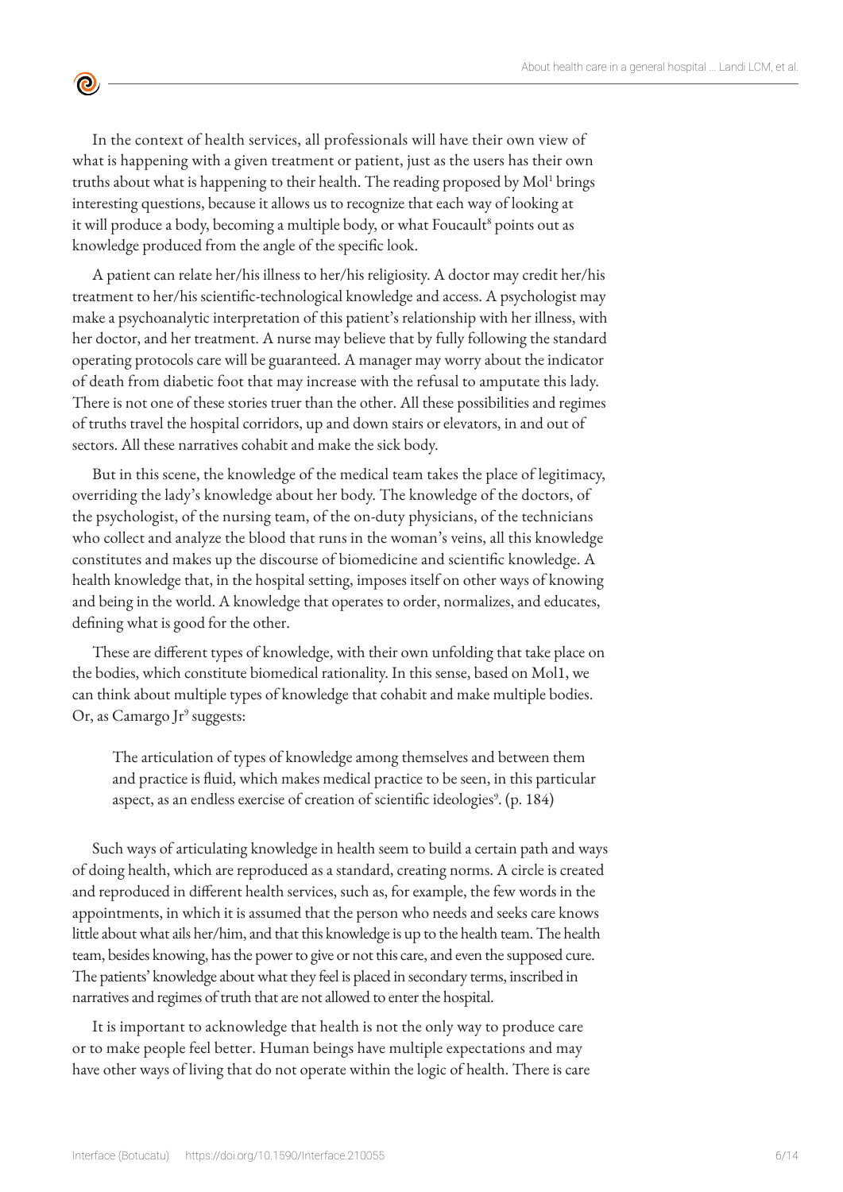In the context of health services, all professionals will have their own view of what is happening with a given treatment or patient, just as the users has their own truths about what is happening to their health. The reading proposed by Mol[1] brings interesting questions, because it allows us to recognize that each way of looking at it will produce a body, becoming a multiple body, or what Foucault[8] points out as knowledge produced from the angle of the specific look.

A patient can relate her/his illness to her/his religiosity. A doctor may credit her/his treatment to her/his scientific-technological knowledge and access. A psychologist may make a psychoanalytic interpretation of this patient's relationship with her illness, with her doctor, and her treatment. A nurse may believe that by fully following the standard operating protocols care will be guaranteed. A manager may worry about the indicator of death from diabetic foot that may increase with the refusal to amputate this lady. There is not one of these stories truer than the other. All these possibilities and regimes of truths travel the hospital corridors, up and down stairs or elevators, in and out of sectors. All these narratives cohabit and make the sick body.

But in this scene, the knowledge of the medical team takes the place of legitimacy, overriding the lady's knowledge about her body. The knowledge of the doctors, of the psychologist, of the nursing team, of the on-duty physicians, of the technicians who collect and analyze the blood that runs in the woman's veins, all this knowledge constitutes and makes up the discourse of biomedicine and scientific knowledge. A health knowledge that, in the hospital setting, imposes itself on other ways of knowing and being in the world. A knowledge that operates to order, normalizes, and educates, defining what is good for the other.

These are different types of knowledge, with their own unfolding that take place on the bodies, which constitute biomedical rationality. In this sense, based on Mol1, we can think about multiple types of knowledge that cohabit and make multiple bodies. Or, as Camargo Jr[9] suggests:

> The articulation of types of knowledge among themselves and between them and practice is fluid, which makes medical practice to be seen, in this particular aspect, as an endless exercise of creation of scientific ideologies[9]. (p. 184)

Such ways of articulating knowledge in health seem to build a certain path and ways of doing health, which are reproduced as a standard, creating norms. A circle is created and reproduced in different health services, such as, for example, the few words in the appointments, in which it is assumed that the person who needs and seeks care knows little about what ails her/him, and that this knowledge is up to the health team. The health team, besides knowing, has the power to give or not this care, and even the supposed cure. The patients' knowledge about what they feel is placed in secondary terms, inscribed in narratives and regimes of truth that are not allowed to enter the hospital.

It is important to acknowledge that health is not the only way to produce care or to make people feel better. Human beings have multiple expectations and may have other ways of living that do not operate within the logic of health. There is care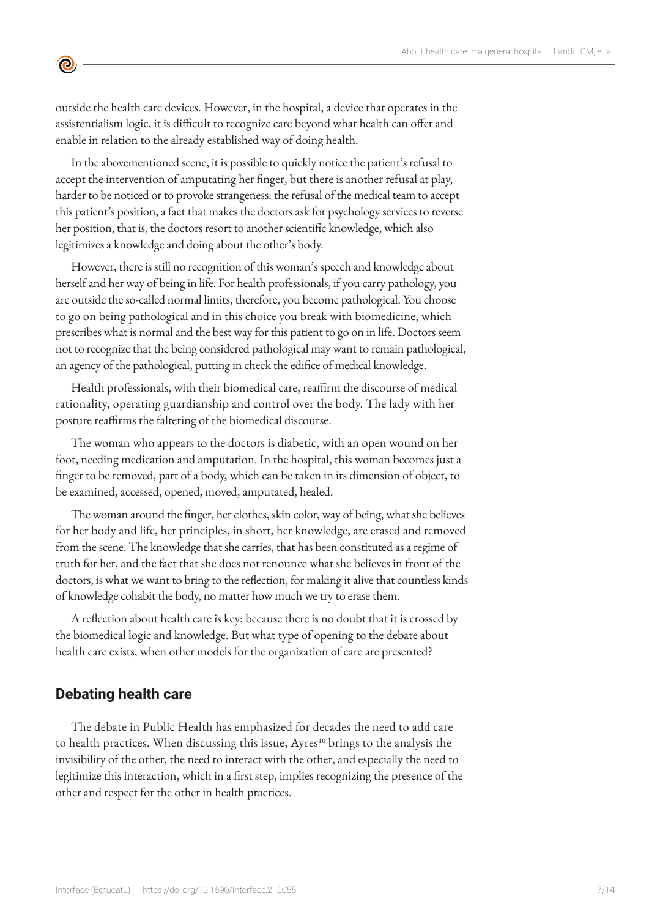outside the health care devices. However, in the hospital, a device that operates in the assistentialism logic, it is difficult to recognize care beyond what health can offer and enable in relation to the already established way of doing health.

In the abovementioned scene, it is possible to quickly notice the patient's refusal to accept the intervention of amputating her finger, but there is another refusal at play, harder to be noticed or to provoke strangeness: the refusal of the medical team to accept this patient's position, a fact that makes the doctors ask for psychology services to reverse her position, that is, the doctors resort to another scientific knowledge, which also legitimizes a knowledge and doing about the other's body.

However, there is still no recognition of this woman's speech and knowledge about herself and her way of being in life. For health professionals, if you carry pathology, you are outside the so-called normal limits, therefore, you become pathological. You choose to go on being pathological and in this choice you break with biomedicine, which prescribes what is normal and the best way for this patient to go on in life. Doctors seem not to recognize that the being considered pathological may want to remain pathological, an agency of the pathological, putting in check the edifice of medical knowledge.

Health professionals, with their biomedical care, reaffirm the discourse of medical rationality, operating guardianship and control over the body. The lady with her posture reaffirms the faltering of the biomedical discourse.

The woman who appears to the doctors is diabetic, with an open wound on her foot, needing medication and amputation. In the hospital, this woman becomes just a finger to be removed, part of a body, which can be taken in its dimension of object, to be examined, accessed, opened, moved, amputated, healed.

The woman around the finger, her clothes, skin color, way of being, what she believes for her body and life, her principles, in short, her knowledge, are erased and removed from the scene. The knowledge that she carries, that has been constituted as a regime of truth for her, and the fact that she does not renounce what she believes in front of the doctors, is what we want to bring to the reflection, for making it alive that countless kinds of knowledge cohabit the body, no matter how much we try to erase them.

A reflection about health care is key; because there is no doubt that it is crossed by the biomedical logic and knowledge. But what type of opening to the debate about health care exists, when other models for the organization of care are presented?

## Debating health care

The debate in Public Health has emphasized for decades the need to add care to health practices. When discussing this issue, Ayres[10] brings to the analysis the invisibility of the other, the need to interact with the other, and especially the need to legitimize this interaction, which in a first step, implies recognizing the presence of the other and respect for the other in health practices.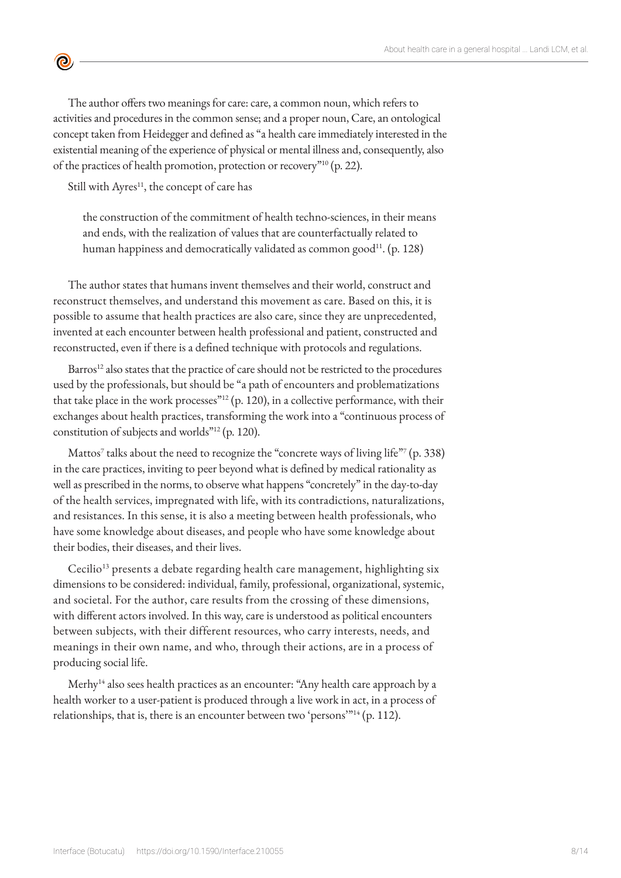The author offers two meanings for care: care, a common noun, which refers to activities and procedures in the common sense; and a proper noun, Care, an ontological concept taken from Heidegger and defined as "a health care immediately interested in the existential meaning of the experience of physical or mental illness and, consequently, also of the practices of health promotion, protection or recovery"[10] (p. 22).

Still with Ayres[11], the concept of care has

> the construction of the commitment of health techno-sciences, in their means and ends, with the realization of values that are counterfactually related to human happiness and democratically validated as common good[11]. (p. 128)

The author states that humans invent themselves and their world, construct and reconstruct themselves, and understand this movement as care. Based on this, it is possible to assume that health practices are also care, since they are unprecedented, invented at each encounter between health professional and patient, constructed and reconstructed, even if there is a defined technique with protocols and regulations.

Barros[12] also states that the practice of care should not be restricted to the procedures used by the professionals, but should be "a path of encounters and problematizations that take place in the work processes"[12] (p. 120), in a collective performance, with their exchanges about health practices, transforming the work into a "continuous process of constitution of subjects and worlds"[12] (p. 120).

Mattos[7] talks about the need to recognize the "concrete ways of living life"[7] (p. 338) in the care practices, inviting to peer beyond what is defined by medical rationality as well as prescribed in the norms, to observe what happens "concretely" in the day-to-day of the health services, impregnated with life, with its contradictions, naturalizations, and resistances. In this sense, it is also a meeting between health professionals, who have some knowledge about diseases, and people who have some knowledge about their bodies, their diseases, and their lives.

Cecilio[13] presents a debate regarding health care management, highlighting six dimensions to be considered: individual, family, professional, organizational, systemic, and societal. For the author, care results from the crossing of these dimensions, with different actors involved. In this way, care is understood as political encounters between subjects, with their different resources, who carry interests, needs, and meanings in their own name, and who, through their actions, are in a process of producing social life.

Merhy[14] also sees health practices as an encounter: "Any health care approach by a health worker to a user-patient is produced through a live work in act, in a process of relationships, that is, there is an encounter between two 'persons'"[14] (p. 112).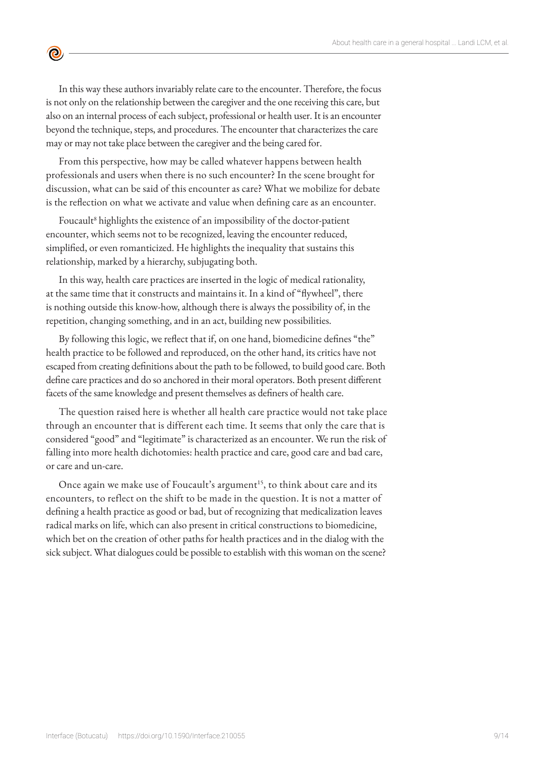In this way these authors invariably relate care to the encounter. Therefore, the focus is not only on the relationship between the caregiver and the one receiving this care, but also on an internal process of each subject, professional or health user. It is an encounter beyond the technique, steps, and procedures. The encounter that characterizes the care may or may not take place between the caregiver and the being cared for.

From this perspective, how may be called whatever happens between health professionals and users when there is no such encounter? In the scene brought for discussion, what can be said of this encounter as care? What we mobilize for debate is the reflection on what we activate and value when defining care as an encounter.

Foucault[8] highlights the existence of an impossibility of the doctor-patient encounter, which seems not to be recognized, leaving the encounter reduced, simplified, or even romanticized. He highlights the inequality that sustains this relationship, marked by a hierarchy, subjugating both.

In this way, health care practices are inserted in the logic of medical rationality, at the same time that it constructs and maintains it. In a kind of "flywheel", there is nothing outside this know-how, although there is always the possibility of, in the repetition, changing something, and in an act, building new possibilities.

By following this logic, we reflect that if, on one hand, biomedicine defines "the" health practice to be followed and reproduced, on the other hand, its critics have not escaped from creating definitions about the path to be followed, to build good care. Both define care practices and do so anchored in their moral operators. Both present different facets of the same knowledge and present themselves as definers of health care.

The question raised here is whether all health care practice would not take place through an encounter that is different each time. It seems that only the care that is considered "good" and "legitimate" is characterized as an encounter. We run the risk of falling into more health dichotomies: health practice and care, good care and bad care, or care and un-care.

Once again we make use of Foucault's argument[15], to think about care and its encounters, to reflect on the shift to be made in the question. It is not a matter of defining a health practice as good or bad, but of recognizing that medicalization leaves radical marks on life, which can also present in critical constructions to biomedicine, which bet on the creation of other paths for health practices and in the dialog with the sick subject. What dialogues could be possible to establish with this woman on the scene?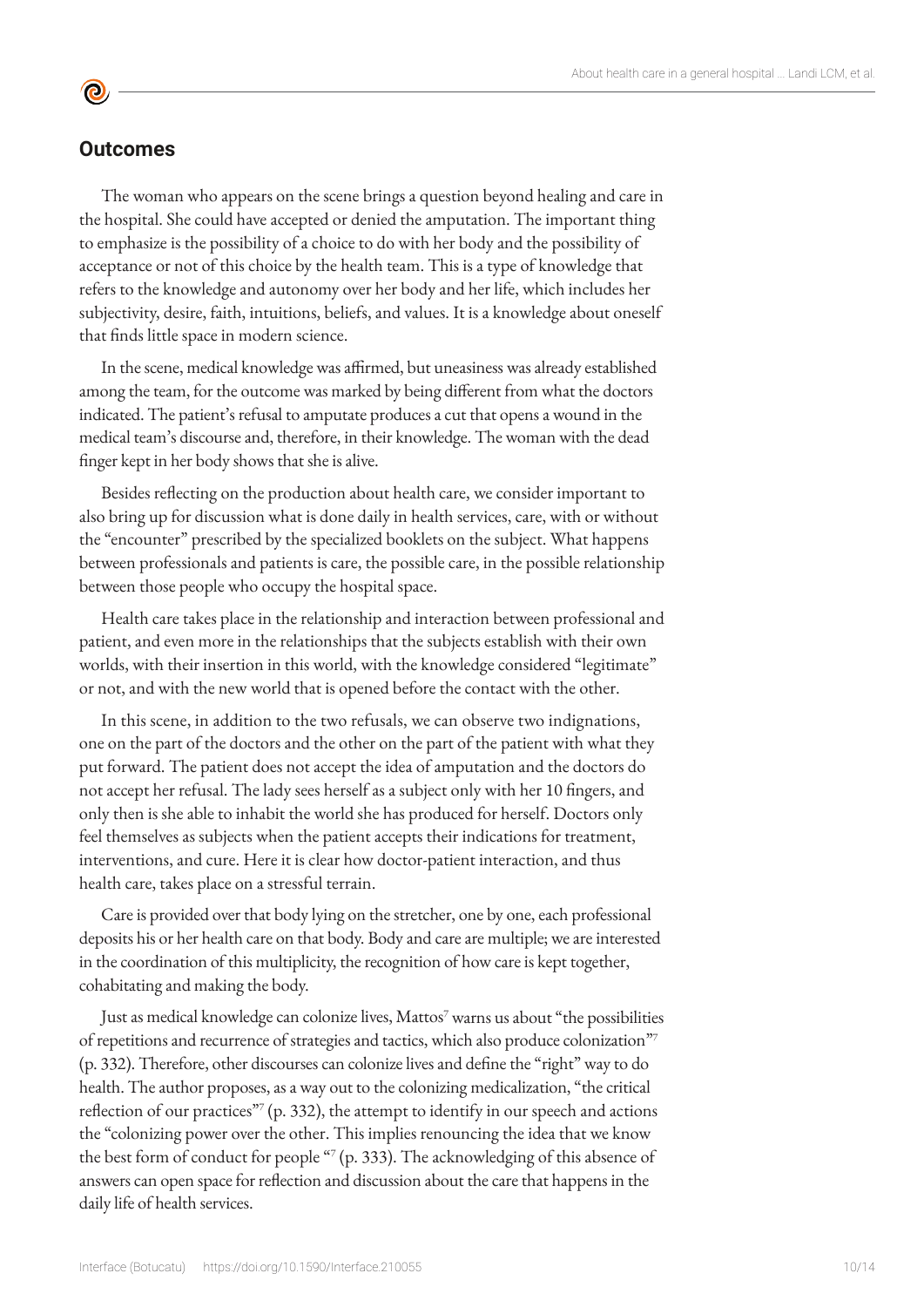## Outcomes

The woman who appears on the scene brings a question beyond healing and care in the hospital. She could have accepted or denied the amputation. The important thing to emphasize is the possibility of a choice to do with her body and the possibility of acceptance or not of this choice by the health team. This is a type of knowledge that refers to the knowledge and autonomy over her body and her life, which includes her subjectivity, desire, faith, intuitions, beliefs, and values. It is a knowledge about oneself that finds little space in modern science.

In the scene, medical knowledge was affirmed, but uneasiness was already established among the team, for the outcome was marked by being different from what the doctors indicated. The patient's refusal to amputate produces a cut that opens a wound in the medical team's discourse and, therefore, in their knowledge. The woman with the dead finger kept in her body shows that she is alive.

Besides reflecting on the production about health care, we consider important to also bring up for discussion what is done daily in health services, care, with or without the "encounter" prescribed by the specialized booklets on the subject. What happens between professionals and patients is care, the possible care, in the possible relationship between those people who occupy the hospital space.

Health care takes place in the relationship and interaction between professional and patient, and even more in the relationships that the subjects establish with their own worlds, with their insertion in this world, with the knowledge considered "legitimate" or not, and with the new world that is opened before the contact with the other.

In this scene, in addition to the two refusals, we can observe two indignations, one on the part of the doctors and the other on the part of the patient with what they put forward. The patient does not accept the idea of amputation and the doctors do not accept her refusal. The lady sees herself as a subject only with her 10 fingers, and only then is she able to inhabit the world she has produced for herself. Doctors only feel themselves as subjects when the patient accepts their indications for treatment, interventions, and cure. Here it is clear how doctor-patient interaction, and thus health care, takes place on a stressful terrain.

Care is provided over that body lying on the stretcher, one by one, each professional deposits his or her health care on that body. Body and care are multiple; we are interested in the coordination of this multiplicity, the recognition of how care is kept together, cohabitating and making the body.

Just as medical knowledge can colonize lives, Mattos[7] warns us about "the possibilities of repetitions and recurrence of strategies and tactics, which also produce colonization"[7] (p. 332). Therefore, other discourses can colonize lives and define the "right" way to do health. The author proposes, as a way out to the colonizing medicalization, "the critical reflection of our practices"[7] (p. 332), the attempt to identify in our speech and actions the "colonizing power over the other. This implies renouncing the idea that we know the best form of conduct for people "[7] (p. 333). The acknowledging of this absence of answers can open space for reflection and discussion about the care that happens in the daily life of health services.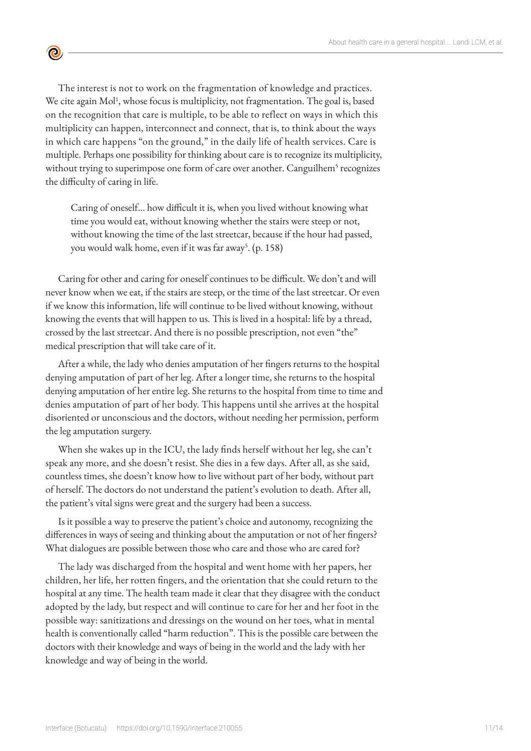The interest is not to work on the fragmentation of knowledge and practices. We cite again Mol[1], whose focus is multiplicity, not fragmentation. The goal is, based on the recognition that care is multiple, to be able to reflect on ways in which this multiplicity can happen, interconnect and connect, that is, to think about the ways in which care happens "on the ground," in the daily life of health services. Care is multiple. Perhaps one possibility for thinking about care is to recognize its multiplicity, without trying to superimpose one form of care over another. Canguilhem[5] recognizes the difficulty of caring in life.

> Caring of oneself... how difficult it is, when you lived without knowing what time you would eat, without knowing whether the stairs were steep or not, without knowing the time of the last streetcar, because if the hour had passed, you would walk home, even if it was far away[5]. (p. 158)

Caring for other and caring for oneself continues to be difficult. We don't and will never know when we eat, if the stairs are steep, or the time of the last streetcar. Or even if we know this information, life will continue to be lived without knowing, without knowing the events that will happen to us. This is lived in a hospital: life by a thread, crossed by the last streetcar. And there is no possible prescription, not even "the" medical prescription that will take care of it.

After a while, the lady who denies amputation of her fingers returns to the hospital denying amputation of part of her leg. After a longer time, she returns to the hospital denying amputation of her entire leg. She returns to the hospital from time to time and denies amputation of part of her body. This happens until she arrives at the hospital disoriented or unconscious and the doctors, without needing her permission, perform the leg amputation surgery.

When she wakes up in the ICU, the lady finds herself without her leg, she can't speak any more, and she doesn't resist. She dies in a few days. After all, as she said, countless times, she doesn't know how to live without part of her body, without part of herself. The doctors do not understand the patient's evolution to death. After all, the patient's vital signs were great and the surgery had been a success.

Is it possible a way to preserve the patient's choice and autonomy, recognizing the differences in ways of seeing and thinking about the amputation or not of her fingers? What dialogues are possible between those who care and those who are cared for?

The lady was discharged from the hospital and went home with her papers, her children, her life, her rotten fingers, and the orientation that she could return to the hospital at any time. The health team made it clear that they disagree with the conduct adopted by the lady, but respect and will continue to care for her and her foot in the possible way: sanitizations and dressings on the wound on her toes, what in mental health is conventionally called "harm reduction". This is the possible care between the doctors with their knowledge and ways of being in the world and the lady with her knowledge and way of being in the world.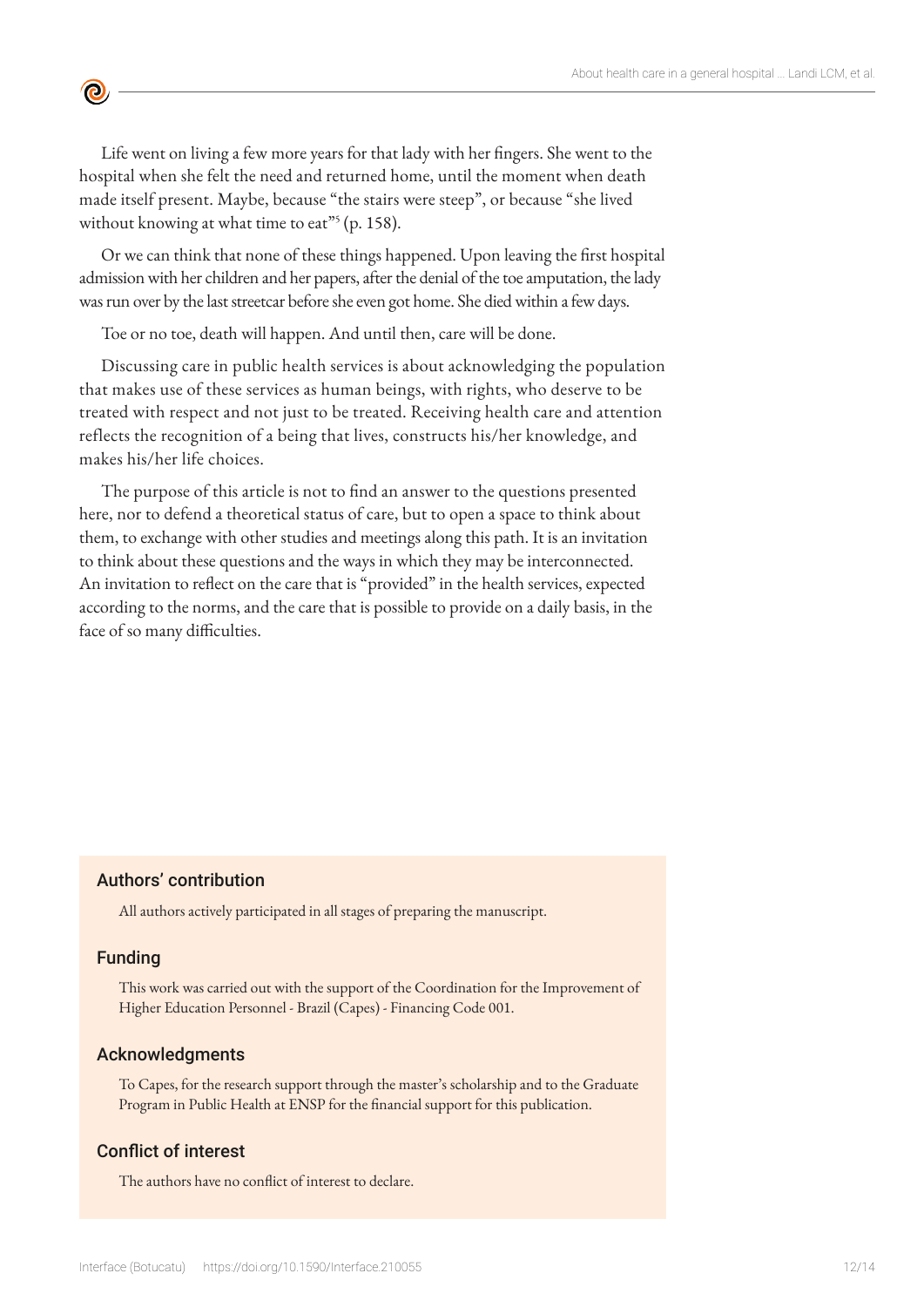Life went on living a few more years for that lady with her fingers. She went to the hospital when she felt the need and returned home, until the moment when death made itself present. Maybe, because "the stairs were steep", or because "she lived without knowing at what time to eat"[5] (p. 158).

Or we can think that none of these things happened. Upon leaving the first hospital admission with her children and her papers, after the denial of the toe amputation, the lady was run over by the last streetcar before she even got home. She died within a few days.

Toe or no toe, death will happen. And until then, care will be done.

Discussing care in public health services is about acknowledging the population that makes use of these services as human beings, with rights, who deserve to be treated with respect and not just to be treated. Receiving health care and attention reflects the recognition of a being that lives, constructs his/her knowledge, and makes his/her life choices.

The purpose of this article is not to find an answer to the questions presented here, nor to defend a theoretical status of care, but to open a space to think about them, to exchange with other studies and meetings along this path. It is an invitation to think about these questions and the ways in which they may be interconnected. An invitation to reflect on the care that is "provided" in the health services, expected according to the norms, and the care that is possible to provide on a daily basis, in the face of so many difficulties.

### Authors' contribution

All authors actively participated in all stages of preparing the manuscript.

### Funding

This work was carried out with the support of the Coordination for the Improvement of Higher Education Personnel - Brazil (Capes) - Financing Code 001.

### Acknowledgments

To Capes, for the research support through the master's scholarship and to the Graduate Program in Public Health at ENSP for the financial support for this publication.

### Conflict of interest

The authors have no conflict of interest to declare.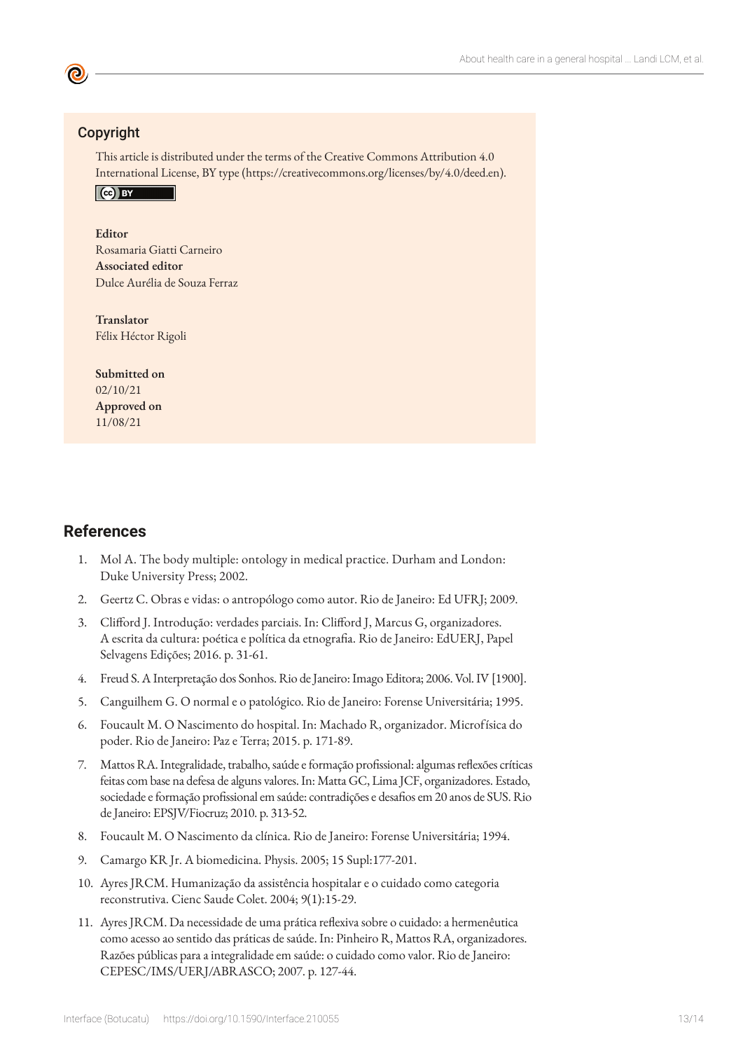## Copyright

This article is distributed under the terms of the Creative Commons Attribution 4.0 International License, BY type (https://creativecommons.org/licenses/by/4.0/deed.en).

**Editor**
Rosamaria Giatti Carneiro
**Associated editor**
Dulce Aurélia de Souza Ferraz

**Translator**
Félix Héctor Rigoli

**Submitted on**
02/10/21
**Approved on**
11/08/21

## References

1. Mol A. The body multiple: ontology in medical practice. Durham and London: Duke University Press; 2002.
2. Geertz C. Obras e vidas: o antropólogo como autor. Rio de Janeiro: Ed UFRJ; 2009.
3. Clifford J. Introdução: verdades parciais. In: Clifford J, Marcus G, organizadores. A escrita da cultura: poética e política da etnografia. Rio de Janeiro: EdUERJ, Papel Selvagens Edições; 2016. p. 31-61.
4. Freud S. A Interpretação dos Sonhos. Rio de Janeiro: Imago Editora; 2006. Vol. IV [1900].
5. Canguilhem G. O normal e o patológico. Rio de Janeiro: Forense Universitária; 1995.
6. Foucault M. O Nascimento do hospital. In: Machado R, organizador. Microfísica do poder. Rio de Janeiro: Paz e Terra; 2015. p. 171-89.
7. Mattos RA. Integralidade, trabalho, saúde e formação profissional: algumas reflexões críticas feitas com base na defesa de alguns valores. In: Matta GC, Lima JCF, organizadores. Estado, sociedade e formação profissional em saúde: contradições e desafios em 20 anos de SUS. Rio de Janeiro: EPSJV/Fiocruz; 2010. p. 313-52.
8. Foucault M. O Nascimento da clínica. Rio de Janeiro: Forense Universitária; 1994.
9. Camargo KR Jr. A biomedicina. Physis. 2005; 15 Supl:177-201.
10. Ayres JRCM. Humanização da assistência hospitalar e o cuidado como categoria reconstrutiva. Cienc Saude Colet. 2004; 9(1):15-29.
11. Ayres JRCM. Da necessidade de uma prática reflexiva sobre o cuidado: a hermenêutica como acesso ao sentido das práticas de saúde. In: Pinheiro R, Mattos RA, organizadores. Razões públicas para a integralidade em saúde: o cuidado como valor. Rio de Janeiro: CEPESC/IMS/UERJ/ABRASCO; 2007. p. 127-44.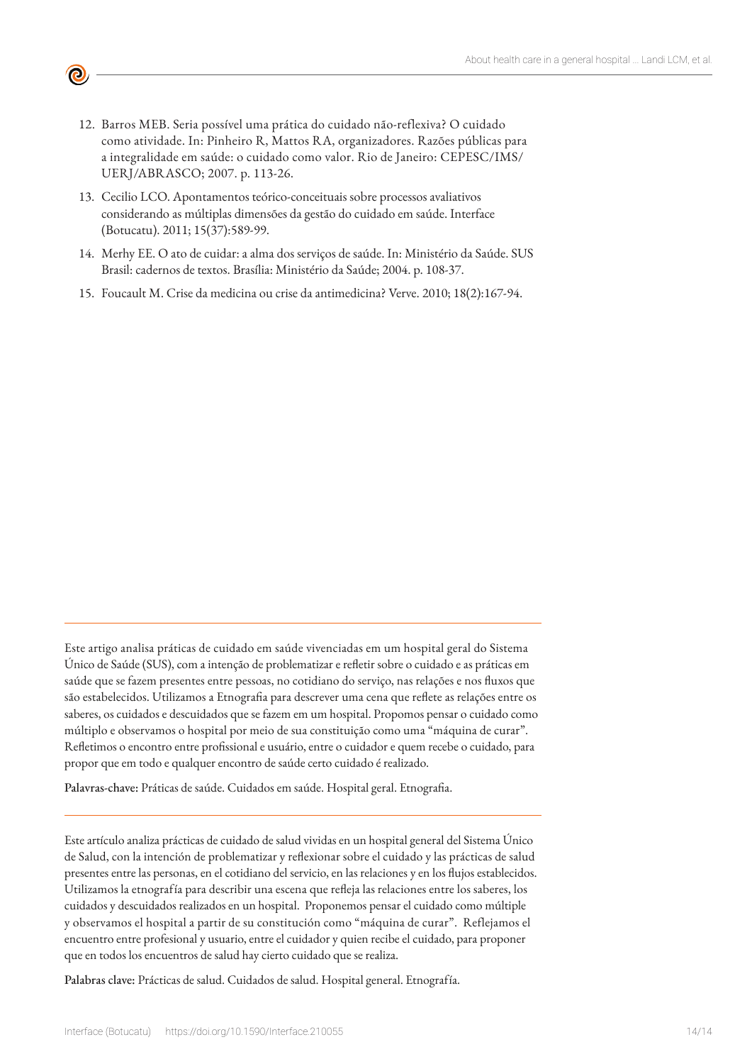12. Barros MEB. Seria possível uma prática do cuidado não-reflexiva? O cuidado como atividade. In: Pinheiro R, Mattos RA, organizadores. Razões públicas para a integralidade em saúde: o cuidado como valor. Rio de Janeiro: CEPESC/IMS/UERJ/ABRASCO; 2007. p. 113-26.
13. Cecilio LCO. Apontamentos teórico-conceituais sobre processos avaliativos considerando as múltiplas dimensões da gestão do cuidado em saúde. Interface (Botucatu). 2011; 15(37):589-99.
14. Merhy EE. O ato de cuidar: a alma dos serviços de saúde. In: Ministério da Saúde. SUS Brasil: cadernos de textos. Brasília: Ministério da Saúde; 2004. p. 108-37.
15. Foucault M. Crise da medicina ou crise da antimedicina? Verve. 2010; 18(2):167-94.

---

Este artigo analisa práticas de cuidado em saúde vivenciadas em um hospital geral do Sistema Único de Saúde (SUS), com a intenção de problematizar e refletir sobre o cuidado e as práticas em saúde que se fazem presentes entre pessoas, no cotidiano do serviço, nas relações e nos fluxos que são estabelecidos. Utilizamos a Etnografia para descrever uma cena que reflete as relações entre os saberes, os cuidados e descuidados que se fazem em um hospital. Propomos pensar o cuidado como múltiplo e observamos o hospital por meio de sua constituição como uma "máquina de curar". Refletimos o encontro entre profissional e usuário, entre o cuidador e quem recebe o cuidado, para propor que em todo e qualquer encontro de saúde certo cuidado é realizado.

**Palavras-chave:** Práticas de saúde. Cuidados em saúde. Hospital geral. Etnografia.

---

Este artículo analiza prácticas de cuidado de salud vividas en un hospital general del Sistema Único de Salud, con la intención de problematizar y reflexionar sobre el cuidado y las prácticas de salud presentes entre las personas, en el cotidiano del servicio, en las relaciones y en los flujos establecidos. Utilizamos la etnografía para describir una escena que refleja las relaciones entre los saberes, los cuidados y descuidados realizados en un hospital. Proponemos pensar el cuidado como múltiple y observamos el hospital a partir de su constitución como "máquina de curar". Reflejamos el encuentro entre profesional y usuario, entre el cuidador y quien recibe el cuidado, para proponer que en todos los encuentros de salud hay cierto cuidado que se realiza.

**Palabras clave:** Prácticas de salud. Cuidados de salud. Hospital general. Etnografía.